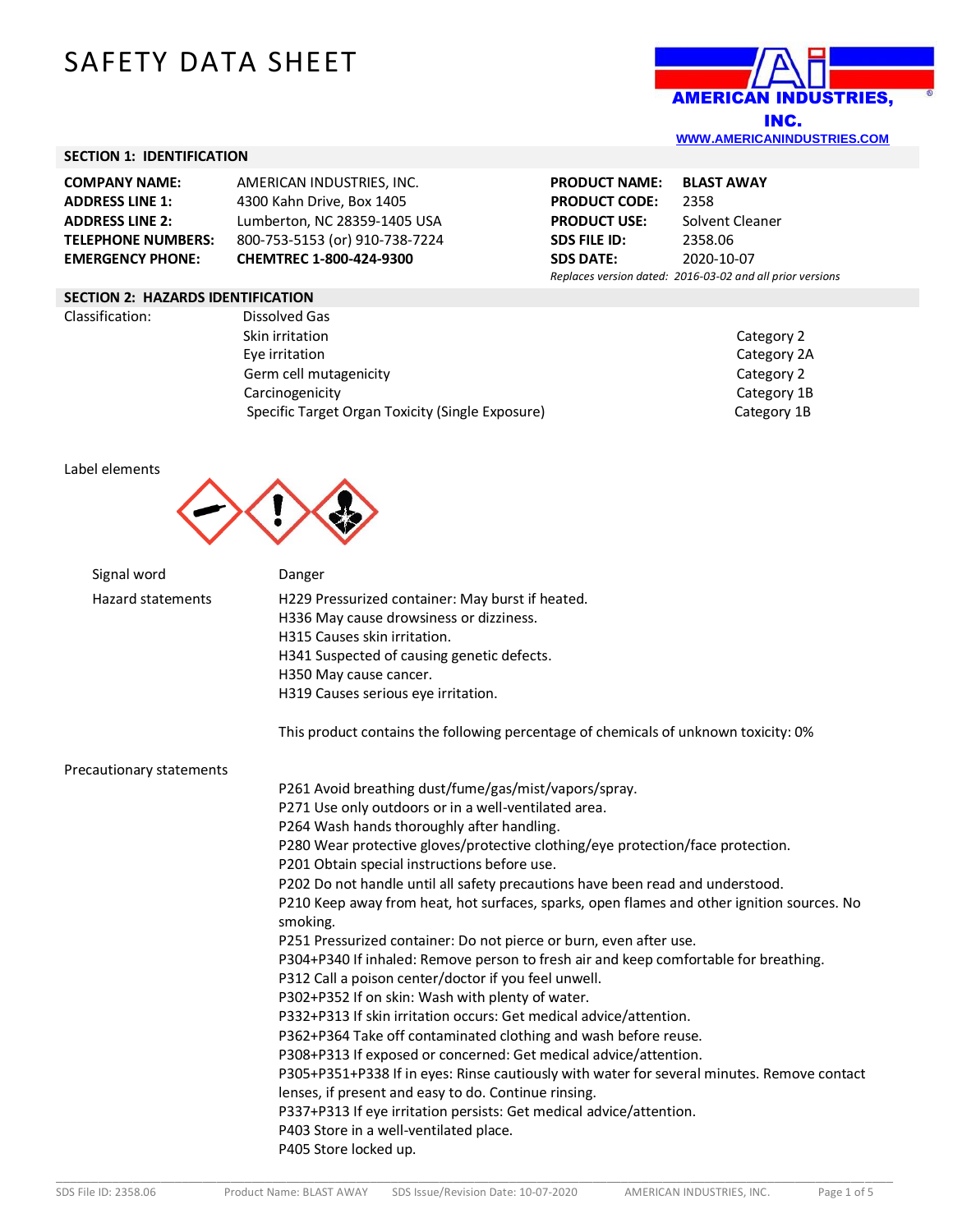# SAFETY DATA SHEET

AMERICAN INDUSTRIES, INC.
WWW.AMERICANINDUSTRIES.COM

## SECTION 1: IDENTIFICATION

| | | | |
|---|---|---|---|
| **COMPANY NAME:** | AMERICAN INDUSTRIES, INC. | **PRODUCT NAME:** | **BLAST AWAY** |
| **ADDRESS LINE 1:** | 4300 Kahn Drive, Box 1405 | **PRODUCT CODE:** | 2358 |
| **ADDRESS LINE 2:** | Lumberton, NC 28359-1405 USA | **PRODUCT USE:** | Solvent Cleaner |
| **TELEPHONE NUMBERS:** | 800-753-5153 (or) 910-738-7224 | **SDS FILE ID:** | 2358.06 |
| **EMERGENCY PHONE:** | **CHEMTREC 1-800-424-9300** | **SDS DATE:** | 2020-10-07 |

*Replaces version dated: 2016-03-02 and all prior versions*

## SECTION 2: HAZARDS IDENTIFICATION

Classification:

| | |
|---|---|
| Dissolved Gas | |
| Skin irritation | Category 2 |
| Eye irritation | Category 2A |
| Germ cell mutagenicity | Category 2 |
| Carcinogenicity | Category 1B |
| Specific Target Organ Toxicity (Single Exposure) | Category 1B |

Label elements

Signal word: Danger

Hazard statements:

H229 Pressurized container: May burst if heated.
H336 May cause drowsiness or dizziness.
H315 Causes skin irritation.
H341 Suspected of causing genetic defects.
H350 May cause cancer.
H319 Causes serious eye irritation.

This product contains the following percentage of chemicals of unknown toxicity: 0%

Precautionary statements

P261 Avoid breathing dust/fume/gas/mist/vapors/spray.
P271 Use only outdoors or in a well-ventilated area.
P264 Wash hands thoroughly after handling.
P280 Wear protective gloves/protective clothing/eye protection/face protection.
P201 Obtain special instructions before use.
P202 Do not handle until all safety precautions have been read and understood.
P210 Keep away from heat, hot surfaces, sparks, open flames and other ignition sources. No smoking.
P251 Pressurized container: Do not pierce or burn, even after use.
P304+P340 If inhaled: Remove person to fresh air and keep comfortable for breathing.
P312 Call a poison center/doctor if you feel unwell.
P302+P352 If on skin: Wash with plenty of water.
P332+P313 If skin irritation occurs: Get medical advice/attention.
P362+P364 Take off contaminated clothing and wash before reuse.
P308+P313 If exposed or concerned: Get medical advice/attention.
P305+P351+P338 If in eyes: Rinse cautiously with water for several minutes. Remove contact lenses, if present and easy to do. Continue rinsing.
P337+P313 If eye irritation persists: Get medical advice/attention.
P403 Store in a well-ventilated place.
P405 Store locked up.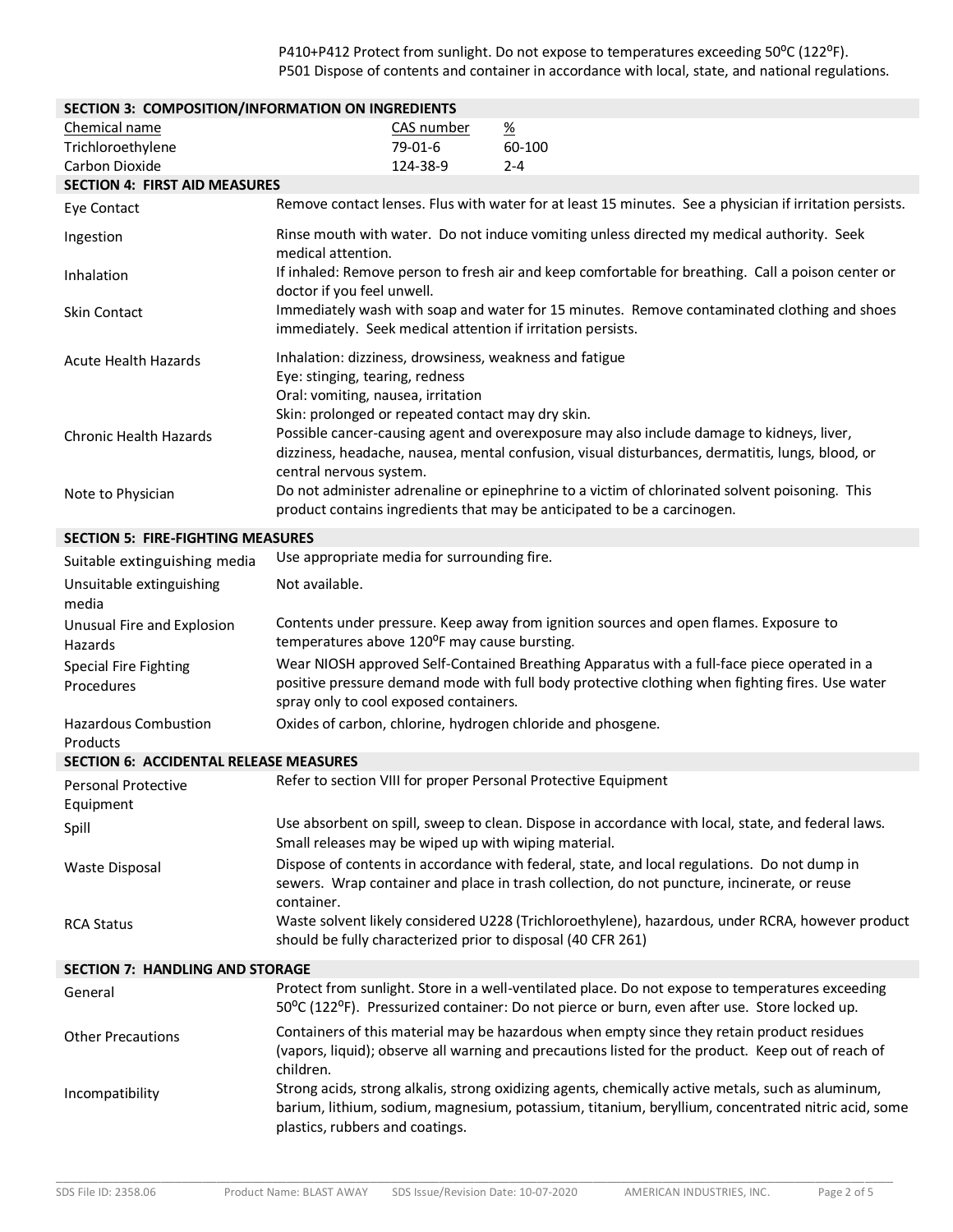P410+P412 Protect from sunlight. Do not expose to temperatures exceeding 50⁰C (122⁰F).
P501 Dispose of contents and container in accordance with local, state, and national regulations.

## SECTION 3: COMPOSITION/INFORMATION ON INGREDIENTS

| Chemical name | CAS number | % |
|---|---|---|
| Trichloroethylene | 79-01-6 | 60-100 |
| Carbon Dioxide | 124-38-9 | 2-4 |

## SECTION 4: FIRST AID MEASURES

| | |
|---|---|
| Eye Contact | Remove contact lenses. Flus with water for at least 15 minutes. See a physician if irritation persists. |
| Ingestion | Rinse mouth with water. Do not induce vomiting unless directed my medical authority. Seek medical attention. |
| Inhalation | If inhaled: Remove person to fresh air and keep comfortable for breathing. Call a poison center or doctor if you feel unwell. |
| Skin Contact | Immediately wash with soap and water for 15 minutes. Remove contaminated clothing and shoes immediately. Seek medical attention if irritation persists. |
| Acute Health Hazards | Inhalation: dizziness, drowsiness, weakness and fatigue<br>Eye: stinging, tearing, redness<br>Oral: vomiting, nausea, irritation<br>Skin: prolonged or repeated contact may dry skin. |
| Chronic Health Hazards | Possible cancer-causing agent and overexposure may also include damage to kidneys, liver, dizziness, headache, nausea, mental confusion, visual disturbances, dermatitis, lungs, blood, or central nervous system. |
| Note to Physician | Do not administer adrenaline or epinephrine to a victim of chlorinated solvent poisoning. This product contains ingredients that may be anticipated to be a carcinogen. |

## SECTION 5: FIRE-FIGHTING MEASURES

| | |
|---|---|
| Suitable extinguishing media | Use appropriate media for surrounding fire. |
| Unsuitable extinguishing media | Not available. |
| Unusual Fire and Explosion Hazards | Contents under pressure. Keep away from ignition sources and open flames. Exposure to temperatures above 120⁰F may cause bursting. |
| Special Fire Fighting Procedures | Wear NIOSH approved Self-Contained Breathing Apparatus with a full-face piece operated in a positive pressure demand mode with full body protective clothing when fighting fires. Use water spray only to cool exposed containers. |
| Hazardous Combustion Products | Oxides of carbon, chlorine, hydrogen chloride and phosgene. |

## SECTION 6: ACCIDENTAL RELEASE MEASURES

| | |
|---|---|
| Personal Protective Equipment | Refer to section VIII for proper Personal Protective Equipment |
| Spill | Use absorbent on spill, sweep to clean. Dispose in accordance with local, state, and federal laws. Small releases may be wiped up with wiping material. |
| Waste Disposal | Dispose of contents in accordance with federal, state, and local regulations. Do not dump in sewers. Wrap container and place in trash collection, do not puncture, incinerate, or reuse container. |
| RCA Status | Waste solvent likely considered U228 (Trichloroethylene), hazardous, under RCRA, however product should be fully characterized prior to disposal (40 CFR 261) |

## SECTION 7: HANDLING AND STORAGE

| | |
|---|---|
| General | Protect from sunlight. Store in a well-ventilated place. Do not expose to temperatures exceeding 50⁰C (122⁰F). Pressurized container: Do not pierce or burn, even after use. Store locked up. |
| Other Precautions | Containers of this material may be hazardous when empty since they retain product residues (vapors, liquid); observe all warning and precautions listed for the product. Keep out of reach of children. |
| Incompatibility | Strong acids, strong alkalis, strong oxidizing agents, chemically active metals, such as aluminum, barium, lithium, sodium, magnesium, potassium, titanium, beryllium, concentrated nitric acid, some plastics, rubbers and coatings. |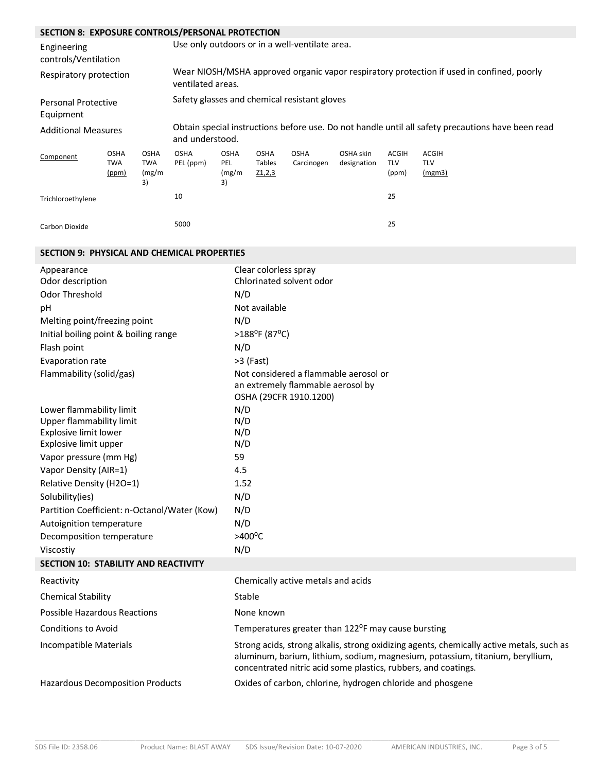## SECTION 8: EXPOSURE CONTROLS/PERSONAL PROTECTION

| | |
|---|---|
| Engineering controls/Ventilation | Use only outdoors or in a well-ventilate area. |
| Respiratory protection | Wear NIOSH/MSHA approved organic vapor respiratory protection if used in confined, poorly ventilated areas. |
| Personal Protective Equipment | Safety glasses and chemical resistant gloves |
| Additional Measures | Obtain special instructions before use. Do not handle until all safety precautions have been read and understood. |

| Component | OSHA TWA (ppm) | OSHA TWA (mg/m3) | OSHA PEL (ppm) | OSHA PEL (mg/m3) | OSHA Tables Z1,2,3 | OSHA Carcinogen | OSHA skin designation | ACGIH TLV (ppm) | ACGIH TLV (mgm3) |
|---|---|---|---|---|---|---|---|---|---|
| Trichloroethylene | | | 10 | | | | | 25 | |
| Carbon Dioxide | | | 5000 | | | | | 25 | |

## SECTION 9: PHYSICAL AND CHEMICAL PROPERTIES

| | |
|---|---|
| Appearance | Clear colorless spray |
| Odor description | Chlorinated solvent odor |
| Odor Threshold | N/D |
| pH | Not available |
| Melting point/freezing point | N/D |
| Initial boiling point & boiling range | >188°F (87°C) |
| Flash point | N/D |
| Evaporation rate | >3 (Fast) |
| Flammability (solid/gas) | Not considered a flammable aerosol or an extremely flammable aerosol by OSHA (29CFR 1910.1200) |
| Lower flammability limit | N/D |
| Upper flammability limit | N/D |
| Explosive limit lower | N/D |
| Explosive limit upper | N/D |
| Vapor pressure (mm Hg) | 59 |
| Vapor Density (AIR=1) | 4.5 |
| Relative Density (H2O=1) | 1.52 |
| Solubility(ies) | N/D |
| Partition Coefficient: n-Octanol/Water (Kow) | N/D |
| Autoignition temperature | N/D |
| Decomposition temperature | >400°C |
| Viscostiy | N/D |

## SECTION 10: STABILITY AND REACTIVITY

| | |
|---|---|
| Reactivity | Chemically active metals and acids |
| Chemical Stability | Stable |
| Possible Hazardous Reactions | None known |
| Conditions to Avoid | Temperatures greater than 122°F may cause bursting |
| Incompatible Materials | Strong acids, strong alkalis, strong oxidizing agents, chemically active metals, such as aluminum, barium, lithium, sodium, magnesium, potassium, titanium, beryllium, concentrated nitric acid some plastics, rubbers, and coatings. |
| Hazardous Decomposition Products | Oxides of carbon, chlorine, hydrogen chloride and phosgene |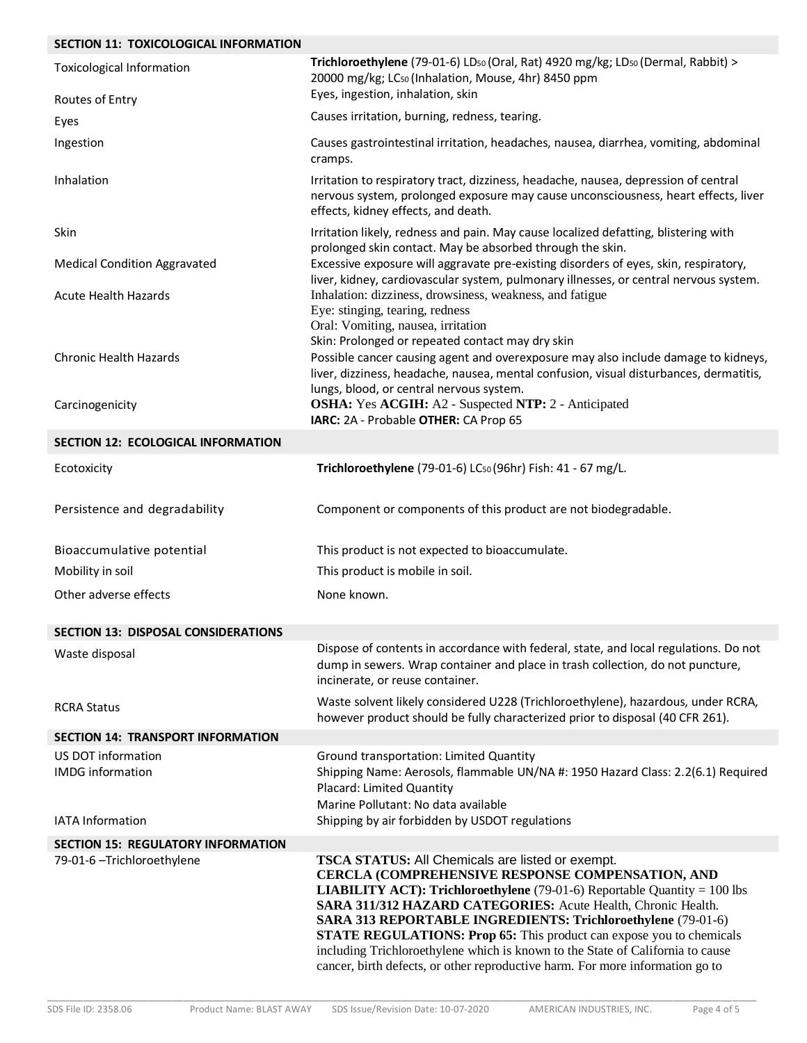## SECTION 11: TOXICOLOGICAL INFORMATION

| | |
|---|---|
| Toxicological Information | **Trichloroethylene** (79-01-6) $LD_{50}$ (Oral, Rat) 4920 mg/kg; $LD_{50}$ (Dermal, Rabbit) > 20000 mg/kg; $LC_{50}$ (Inhalation, Mouse, 4hr) 8450 ppm |
| Routes of Entry | Eyes, ingestion, inhalation, skin |
| Eyes | Causes irritation, burning, redness, tearing. |
| Ingestion | Causes gastrointestinal irritation, headaches, nausea, diarrhea, vomiting, abdominal cramps. |
| Inhalation | Irritation to respiratory tract, dizziness, headache, nausea, depression of central nervous system, prolonged exposure may cause unconsciousness, heart effects, liver effects, kidney effects, and death. |
| Skin | Irritation likely, redness and pain. May cause localized defatting, blistering with prolonged skin contact. May be absorbed through the skin. |
| Medical Condition Aggravated | Excessive exposure will aggravate pre-existing disorders of eyes, skin, respiratory, liver, kidney, cardiovascular system, pulmonary illnesses, or central nervous system. |
| Acute Health Hazards | Inhalation: dizziness, drowsiness, weakness, and fatigue<br>Eye: stinging, tearing, redness<br>Oral: Vomiting, nausea, irritation<br>Skin: Prolonged or repeated contact may dry skin |
| Chronic Health Hazards | Possible cancer causing agent and overexposure may also include damage to kidneys, liver, dizziness, headache, nausea, mental confusion, visual disturbances, dermatitis, lungs, blood, or central nervous system. |
| Carcinogenicity | **OSHA:** Yes **ACGIH:** A2 - Suspected **NTP:** 2 - Anticipated<br>**IARC:** 2A - Probable **OTHER:** CA Prop 65 |

## SECTION 12: ECOLOGICAL INFORMATION

| | |
|---|---|
| Ecotoxicity | **Trichloroethylene** (79-01-6) $LC_{50}$ (96hr) Fish: 41 - 67 mg/L. |
| Persistence and degradability | Component or components of this product are not biodegradable. |
| Bioaccumulative potential | This product is not expected to bioaccumulate. |
| Mobility in soil | This product is mobile in soil. |
| Other adverse effects | None known. |

## SECTION 13: DISPOSAL CONSIDERATIONS

| | |
|---|---|
| Waste disposal | Dispose of contents in accordance with federal, state, and local regulations. Do not dump in sewers. Wrap container and place in trash collection, do not puncture, incinerate, or reuse container. |
| RCRA Status | Waste solvent likely considered U228 (Trichloroethylene), hazardous, under RCRA, however product should be fully characterized prior to disposal (40 CFR 261). |

## SECTION 14: TRANSPORT INFORMATION

| | |
|---|---|
| US DOT information | Ground transportation: Limited Quantity |
| IMDG information | Shipping Name: Aerosols, flammable UN/NA #: 1950 Hazard Class: 2.2(6.1) Required Placard: Limited Quantity<br>Marine Pollutant: No data available |
| IATA Information | Shipping by air forbidden by USDOT regulations |

## SECTION 15: REGULATORY INFORMATION

| | |
|---|---|
| 79-01-6 –Trichloroethylene | **TSCA STATUS:** All Chemicals are listed or exempt.<br>**CERCLA (COMPREHENSIVE RESPONSE COMPENSATION, AND LIABILITY ACT): Trichloroethylene** (79-01-6) Reportable Quantity = 100 lbs<br>**SARA 311/312 HAZARD CATEGORIES:** Acute Health, Chronic Health.<br>**SARA 313 REPORTABLE INGREDIENTS: Trichloroethylene** (79-01-6)<br>**STATE REGULATIONS: Prop 65:** This product can expose you to chemicals including Trichloroethylene which is known to the State of California to cause cancer, birth defects, or other reproductive harm. For more information go to |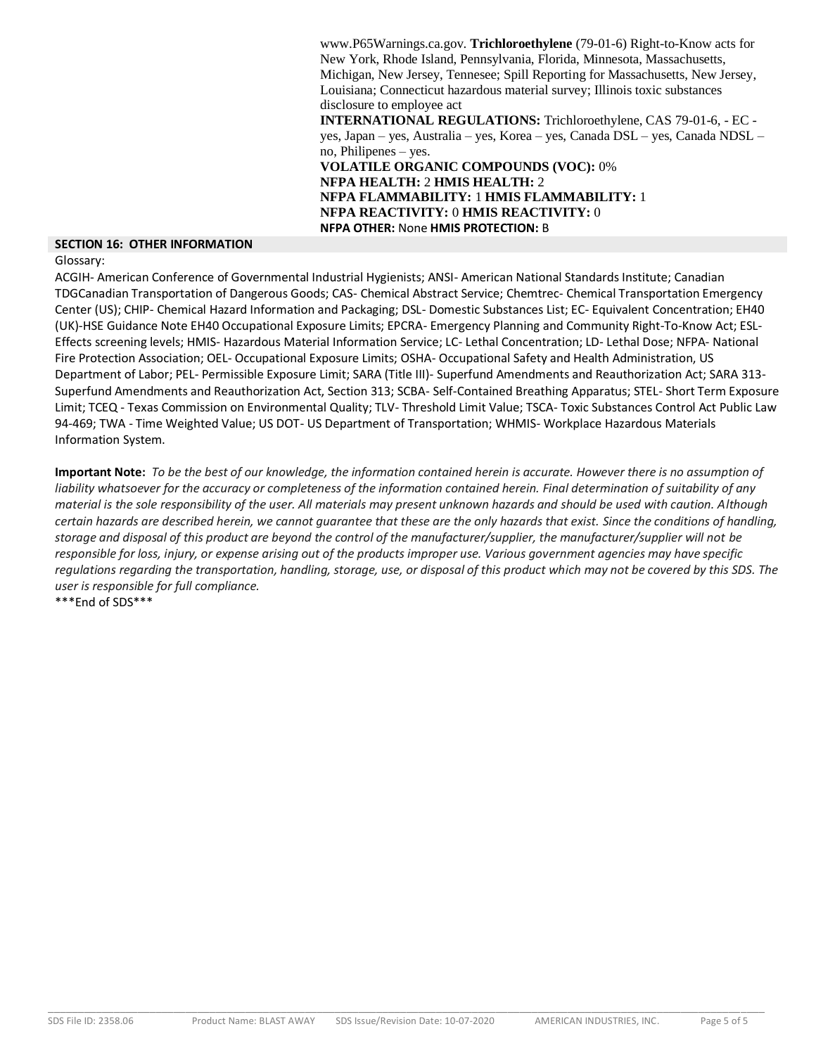www.P65Warnings.ca.gov. **Trichloroethylene** (79-01-6) Right-to-Know acts for New York, Rhode Island, Pennsylvania, Florida, Minnesota, Massachusetts, Michigan, New Jersey, Tennesee; Spill Reporting for Massachusetts, New Jersey, Louisiana; Connecticut hazardous material survey; Illinois toxic substances disclosure to employee act

**INTERNATIONAL REGULATIONS:** Trichloroethylene, CAS 79-01-6, - EC - yes, Japan – yes, Australia – yes, Korea – yes, Canada DSL – yes, Canada NDSL – no, Philipenes – yes.

**VOLATILE ORGANIC COMPOUNDS (VOC):** 0%

**NFPA HEALTH:** 2 **HMIS HEALTH:** 2

**NFPA FLAMMABILITY:** 1 **HMIS FLAMMABILITY:** 1

**NFPA REACTIVITY:** 0 **HMIS REACTIVITY:** 0

**NFPA OTHER:** None **HMIS PROTECTION:** B

## SECTION 16: OTHER INFORMATION

Glossary:

ACGIH- American Conference of Governmental Industrial Hygienists; ANSI- American National Standards Institute; Canadian TDGCanadian Transportation of Dangerous Goods; CAS- Chemical Abstract Service; Chemtrec- Chemical Transportation Emergency Center (US); CHIP- Chemical Hazard Information and Packaging; DSL- Domestic Substances List; EC- Equivalent Concentration; EH40 (UK)-HSE Guidance Note EH40 Occupational Exposure Limits; EPCRA- Emergency Planning and Community Right-To-Know Act; ESL- Effects screening levels; HMIS- Hazardous Material Information Service; LC- Lethal Concentration; LD- Lethal Dose; NFPA- National Fire Protection Association; OEL- Occupational Exposure Limits; OSHA- Occupational Safety and Health Administration, US Department of Labor; PEL- Permissible Exposure Limit; SARA (Title III)- Superfund Amendments and Reauthorization Act; SARA 313- Superfund Amendments and Reauthorization Act, Section 313; SCBA- Self-Contained Breathing Apparatus; STEL- Short Term Exposure Limit; TCEQ - Texas Commission on Environmental Quality; TLV- Threshold Limit Value; TSCA- Toxic Substances Control Act Public Law 94-469; TWA - Time Weighted Value; US DOT- US Department of Transportation; WHMIS- Workplace Hazardous Materials Information System.

**Important Note:** *To be the best of our knowledge, the information contained herein is accurate. However there is no assumption of liability whatsoever for the accuracy or completeness of the information contained herein. Final determination of suitability of any material is the sole responsibility of the user. All materials may present unknown hazards and should be used with caution. Although certain hazards are described herein, we cannot guarantee that these are the only hazards that exist. Since the conditions of handling, storage and disposal of this product are beyond the control of the manufacturer/supplier, the manufacturer/supplier will not be responsible for loss, injury, or expense arising out of the products improper use. Various government agencies may have specific regulations regarding the transportation, handling, storage, use, or disposal of this product which may not be covered by this SDS. The user is responsible for full compliance.*

***End of SDS***